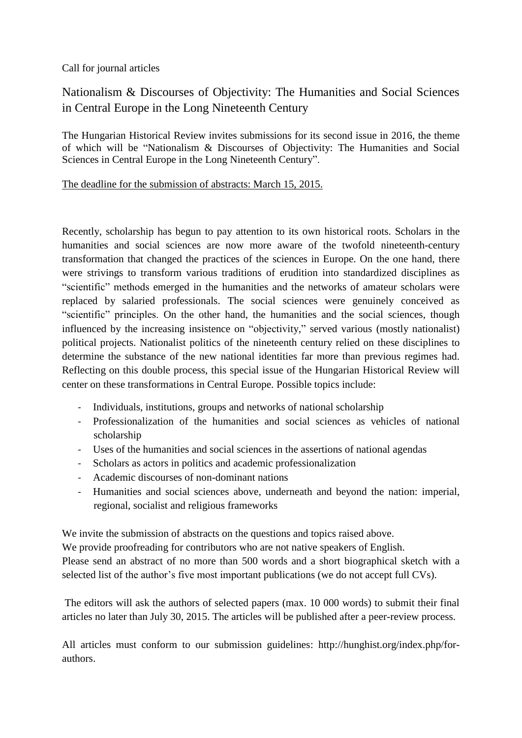Call for journal articles

# Nationalism & Discourses of Objectivity: The Humanities and Social Sciences in Central Europe in the Long Nineteenth Century

The Hungarian Historical Review invites submissions for its second issue in 2016, the theme of which will be "Nationalism & Discourses of Objectivity: The Humanities and Social Sciences in Central Europe in the Long Nineteenth Century".

The deadline for the submission of abstracts: March 15, 2015.

Recently, scholarship has begun to pay attention to its own historical roots. Scholars in the humanities and social sciences are now more aware of the twofold nineteenth-century transformation that changed the practices of the sciences in Europe. On the one hand, there were strivings to transform various traditions of erudition into standardized disciplines as "scientific" methods emerged in the humanities and the networks of amateur scholars were replaced by salaried professionals. The social sciences were genuinely conceived as "scientific" principles. On the other hand, the humanities and the social sciences, though influenced by the increasing insistence on "objectivity," served various (mostly nationalist) political projects. Nationalist politics of the nineteenth century relied on these disciplines to determine the substance of the new national identities far more than previous regimes had. Reflecting on this double process, this special issue of the Hungarian Historical Review will center on these transformations in Central Europe. Possible topics include:

- Individuals, institutions, groups and networks of national scholarship
- Professionalization of the humanities and social sciences as vehicles of national scholarship
- Uses of the humanities and social sciences in the assertions of national agendas
- Scholars as actors in politics and academic professionalization
- Academic discourses of non-dominant nations
- Humanities and social sciences above, underneath and beyond the nation: imperial, regional, socialist and religious frameworks

We invite the submission of abstracts on the questions and topics raised above.
We provide proofreading for contributors who are not native speakers of English.
Please send an abstract of no more than 500 words and a short biographical sketch with a selected list of the author's five most important publications (we do not accept full CVs).

The editors will ask the authors of selected papers (max. 10 000 words) to submit their final articles no later than July 30, 2015. The articles will be published after a peer-review process.

All articles must conform to our submission guidelines: http://hunghist.org/index.php/for-authors.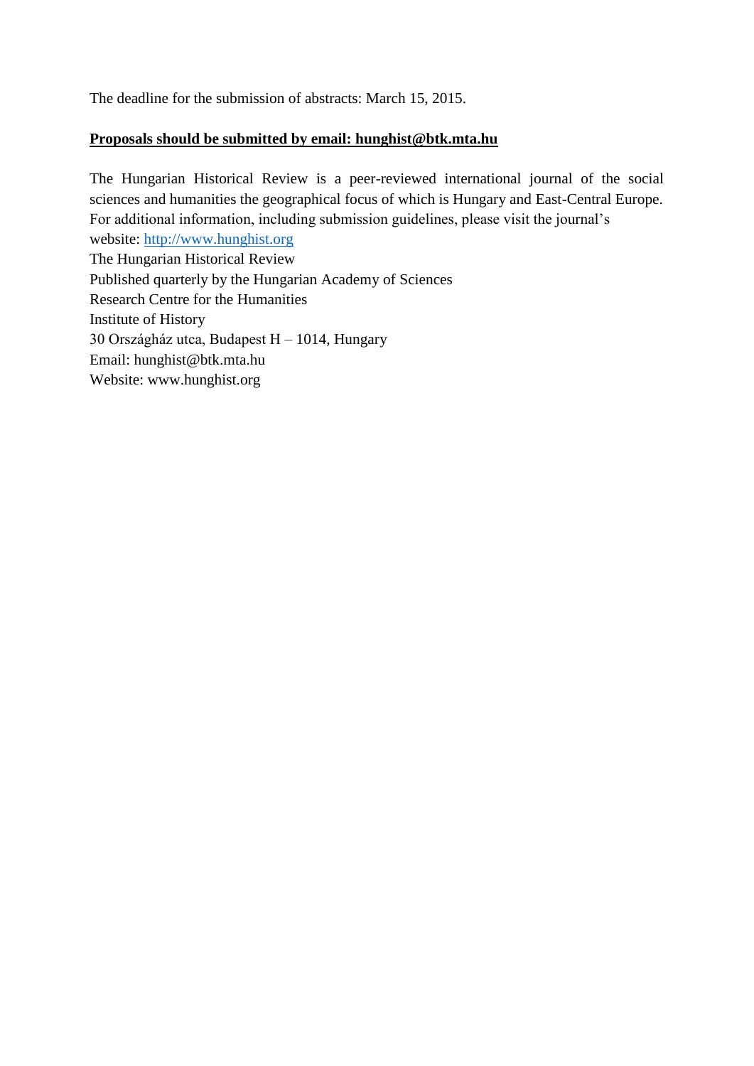The deadline for the submission of abstracts: March 15, 2015.

**Proposals should be submitted by email: hunghist@btk.mta.hu**

The Hungarian Historical Review is a peer-reviewed international journal of the social sciences and humanities the geographical focus of which is Hungary and East-Central Europe. For additional information, including submission guidelines, please visit the journal's website: http://www.hunghist.org

The Hungarian Historical Review
Published quarterly by the Hungarian Academy of Sciences
Research Centre for the Humanities
Institute of History
30 Országház utca, Budapest H – 1014, Hungary
Email: hunghist@btk.mta.hu
Website: www.hunghist.org